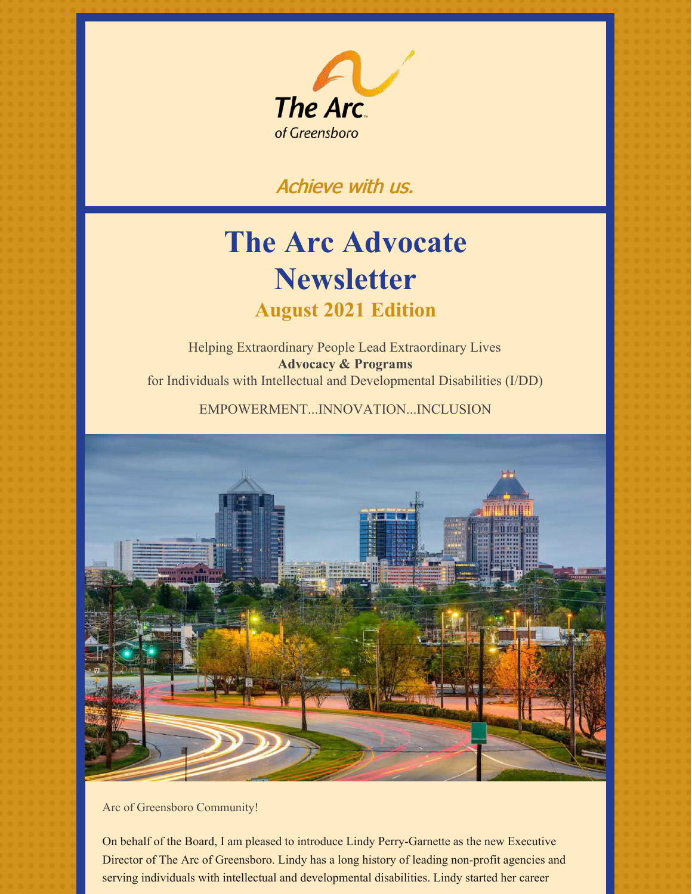The Arc of Greensboro

*Achieve with us.*

# The Arc Advocate Newsletter

## August 2021 Edition

Helping Extraordinary People Lead Extraordinary Lives
**Advocacy & Programs**
for Individuals with Intellectual and Developmental Disabilities (I/DD)

EMPOWERMENT...INNOVATION...INCLUSION

Arc of Greensboro Community!

On behalf of the Board, I am pleased to introduce Lindy Perry-Garnette as the new Executive Director of The Arc of Greensboro. Lindy has a long history of leading non-profit agencies and serving individuals with intellectual and developmental disabilities. Lindy started her career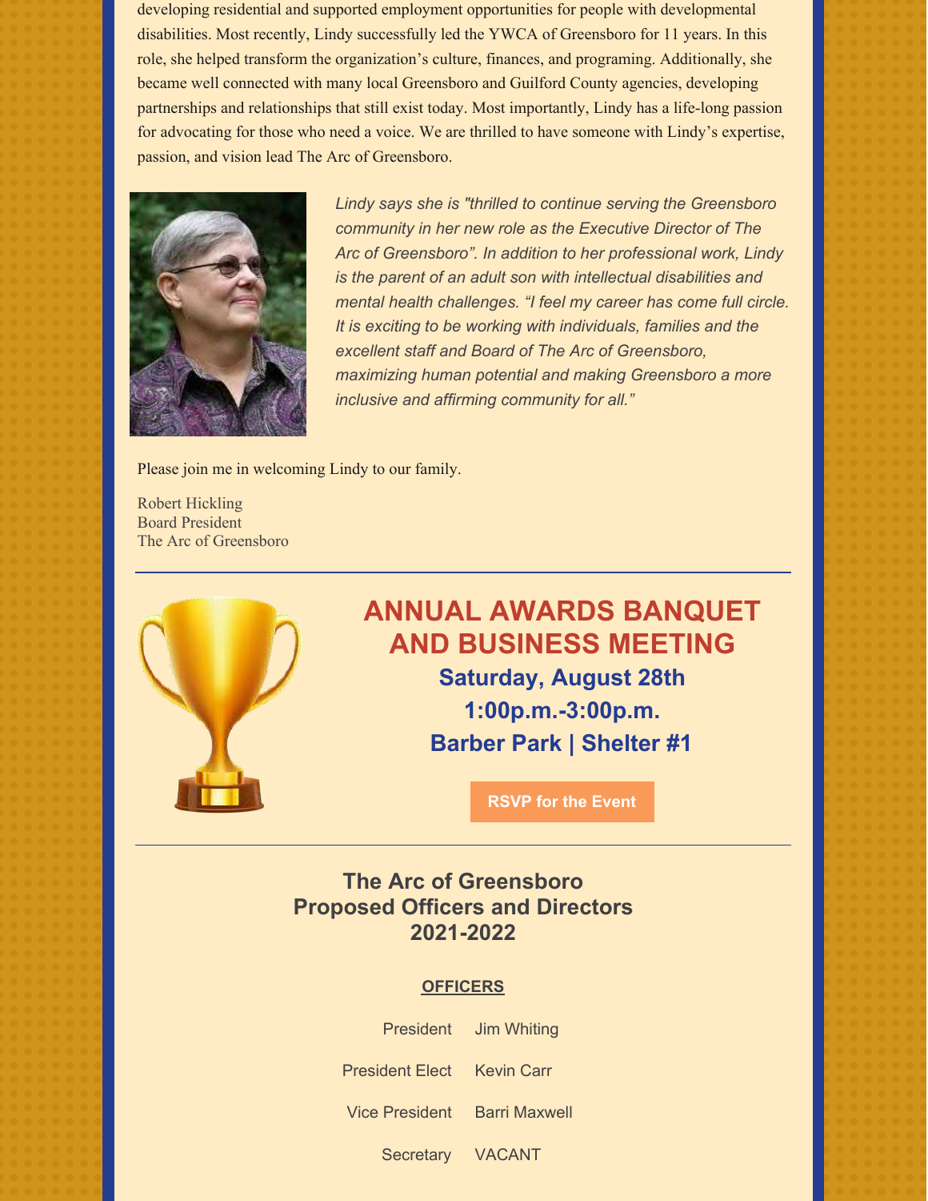developing residential and supported employment opportunities for people with developmental disabilities. Most recently, Lindy successfully led the YWCA of Greensboro for 11 years. In this role, she helped transform the organization's culture, finances, and programing. Additionally, she became well connected with many local Greensboro and Guilford County agencies, developing partnerships and relationships that still exist today. Most importantly, Lindy has a life-long passion for advocating for those who need a voice. We are thrilled to have someone with Lindy's expertise, passion, and vision lead The Arc of Greensboro.

*Lindy says she is "thrilled to continue serving the Greensboro community in her new role as the Executive Director of The Arc of Greensboro". In addition to her professional work, Lindy is the parent of an adult son with intellectual disabilities and mental health challenges. "I feel my career has come full circle. It is exciting to be working with individuals, families and the excellent staff and Board of The Arc of Greensboro, maximizing human potential and making Greensboro a more inclusive and affirming community for all."*

Please join me in welcoming Lindy to our family.

Robert Hickling
Board President
The Arc of Greensboro

---

## ANNUAL AWARDS BANQUET AND BUSINESS MEETING

### Saturday, August 28th
### 1:00p.m.-3:00p.m.
### Barber Park | Shelter #1

RSVP for the Event

---

## The Arc of Greensboro Proposed Officers and Directors 2021-2022

**OFFICERS**

| | |
|---|---|
| President | Jim Whiting |
| President Elect | Kevin Carr |
| Vice President | Barri Maxwell |
| Secretary | VACANT |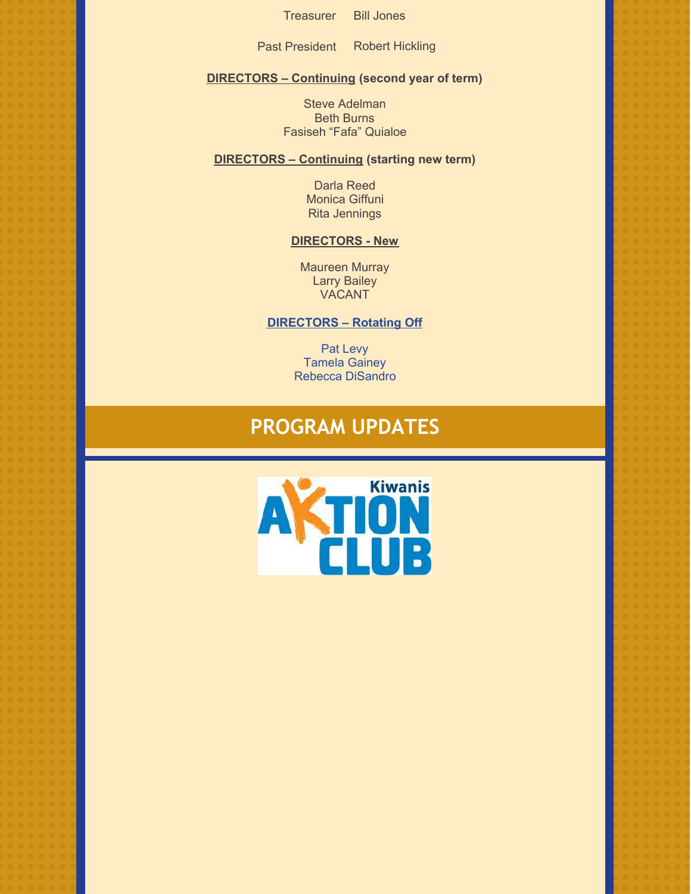Treasurer Bill Jones

Past President Robert Hickling

**DIRECTORS – Continuing (second year of term)**

Steve Adelman
Beth Burns
Fasiseh "Fafa" Quialoe

**DIRECTORS – Continuing (starting new term)**

Darla Reed
Monica Giffuni
Rita Jennings

**DIRECTORS - New**

Maureen Murray
Larry Bailey
VACANT

**DIRECTORS – Rotating Off**

Pat Levy
Tamela Gainey
Rebecca DiSandro

## PROGRAM UPDATES

Kiwanis AKTION CLUB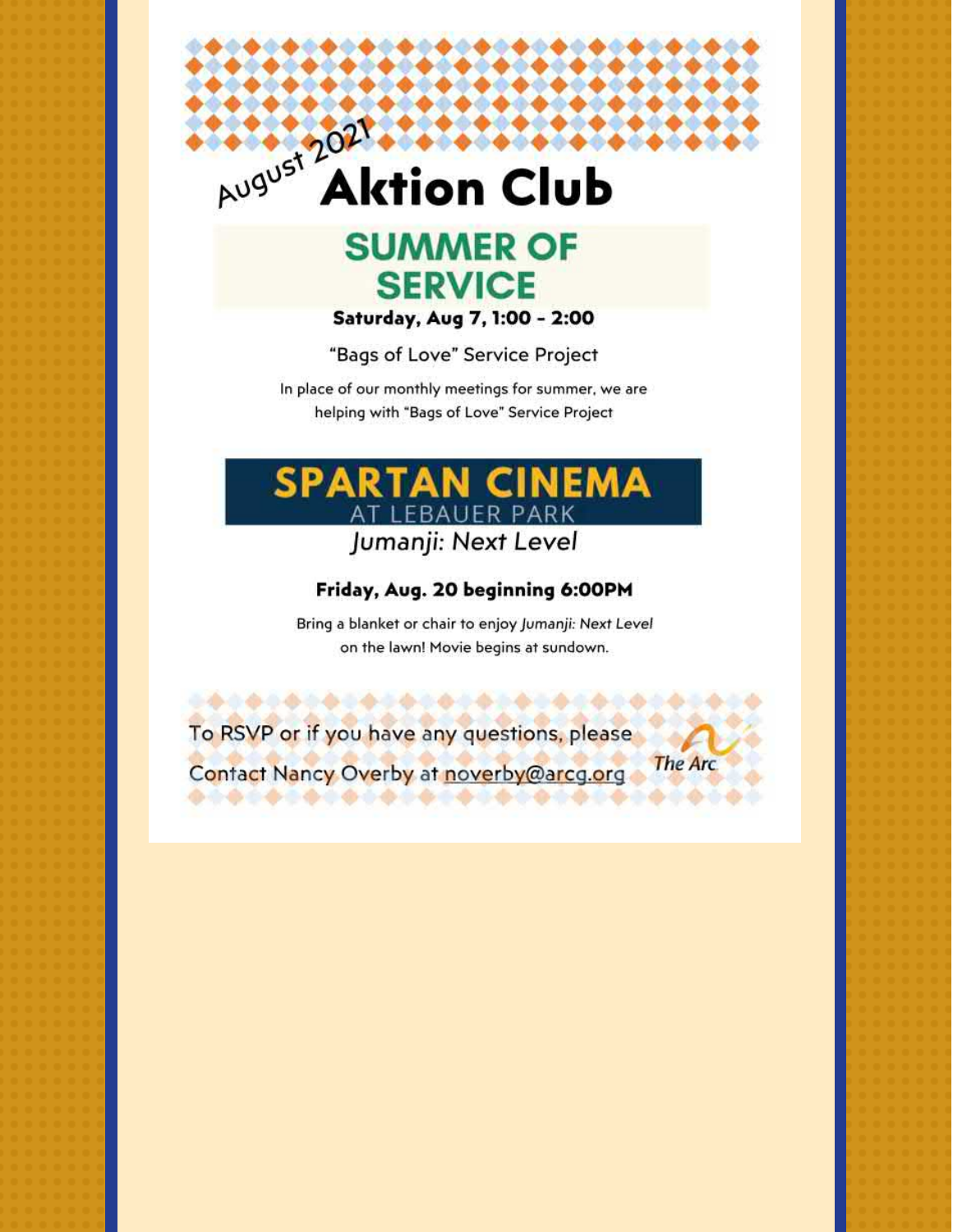August 2021

# Aktion Club

## SUMMER OF SERVICE

**Saturday, Aug 7, 1:00 - 2:00**

"Bags of Love" Service Project

In place of our monthly meetings for summer, we are helping with "Bags of Love" Service Project

## SPARTAN CINEMA

AT LEBAUER PARK

*Jumanji: Next Level*

**Friday, Aug. 20 beginning 6:00PM**

Bring a blanket or chair to enjoy *Jumanji: Next Level* on the lawn! Movie begins at sundown.

To RSVP or if you have any questions, please Contact Nancy Overby at noverby@arcg.org

The Arc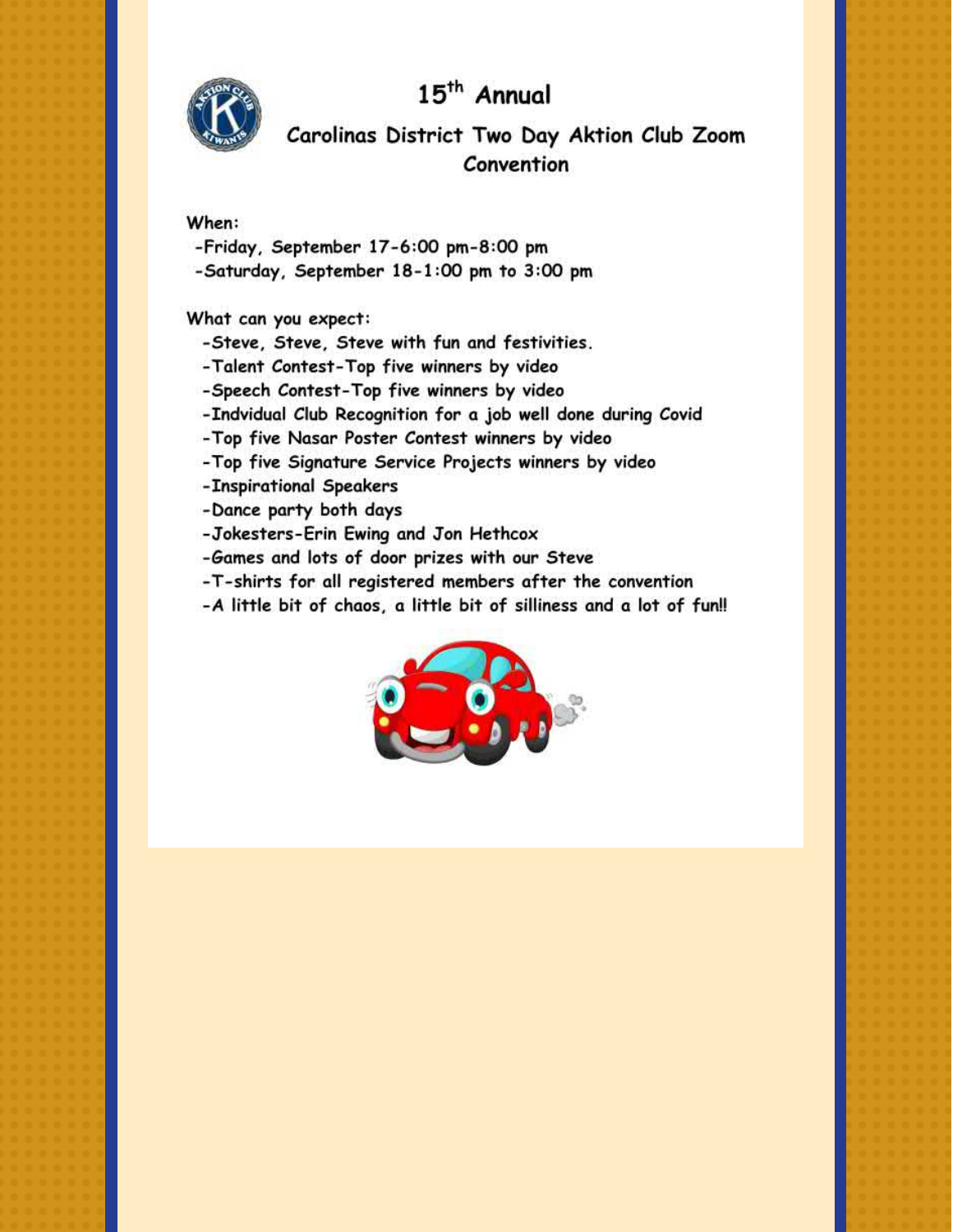# 15th Annual

## Carolinas District Two Day Aktion Club Zoom Convention

When:

- -Friday, September 17-6:00 pm-8:00 pm
- -Saturday, September 18-1:00 pm to 3:00 pm

What can you expect:

- -Steve, Steve, Steve with fun and festivities.
- -Talent Contest-Top five winners by video
- -Speech Contest-Top five winners by video
- -Indvidual Club Recognition for a job well done during Covid
- -Top five Nasar Poster Contest winners by video
- -Top five Signature Service Projects winners by video
- -Inspirational Speakers
- -Dance party both days
- -Jokesters-Erin Ewing and Jon Hethcox
- -Games and lots of door prizes with our Steve
- -T-shirts for all registered members after the convention
- -A little bit of chaos, a little bit of silliness and a lot of fun!!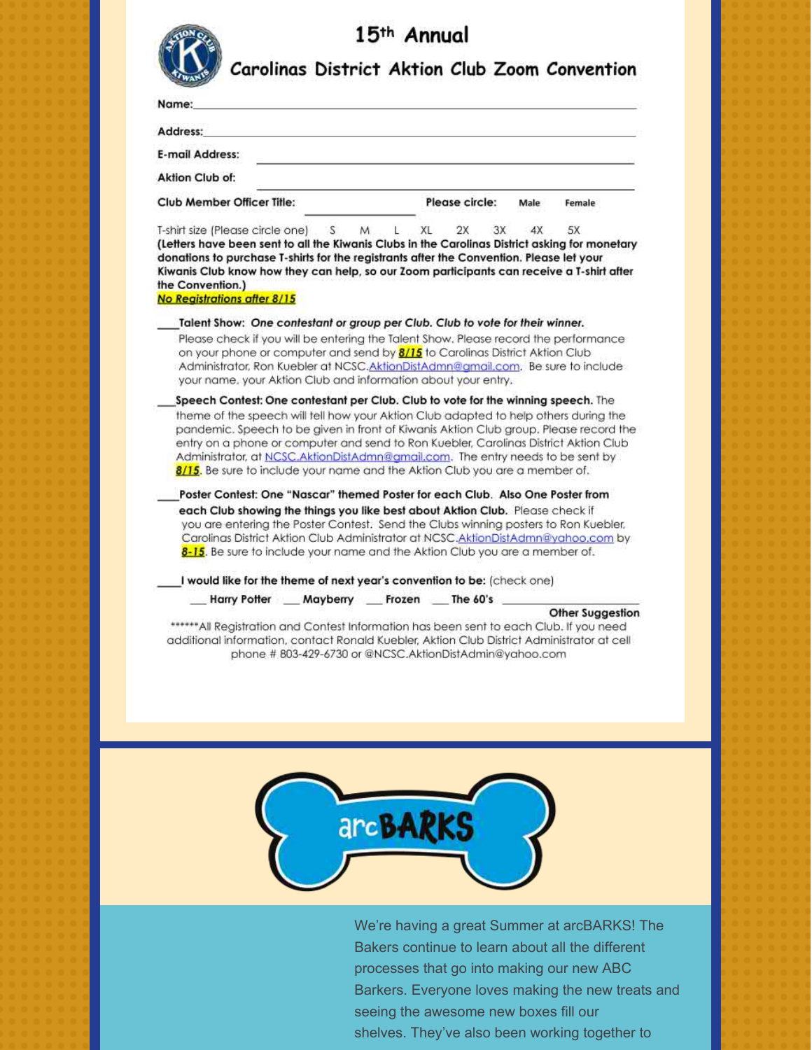# 15th Annual

## Carolinas District Aktion Club Zoom Convention

Name:\_\_\_\_\_\_\_\_\_\_\_\_\_\_\_\_\_\_\_\_\_\_\_\_\_\_\_\_\_\_\_\_\_\_\_\_\_\_\_\_\_\_\_\_\_\_\_\_\_\_\_\_\_\_\_\_

Address:\_\_\_\_\_\_\_\_\_\_\_\_\_\_\_\_\_\_\_\_\_\_\_\_\_\_\_\_\_\_\_\_\_\_\_\_\_\_\_\_\_\_\_\_\_\_\_\_\_\_\_\_\_\_\_

E-mail Address: \_\_\_\_\_\_\_\_\_\_\_\_\_\_\_\_\_\_\_\_\_\_\_\_\_\_\_\_\_\_\_\_\_\_\_\_\_\_\_\_\_\_\_\_\_\_\_\_

Aktion Club of: \_\_\_\_\_\_\_\_\_\_\_\_\_\_\_\_\_\_\_\_\_\_\_\_\_\_\_\_\_\_\_\_\_\_\_\_\_\_\_\_\_\_\_\_\_\_\_\_\_

Club Member Officer Title: \_\_\_\_\_\_\_\_\_\_\_\_\_\_\_\_ Please circle: Male Female

T-shirt size (Please circle one) S M L XL 2X 3X 4X 5X

**(Letters have been sent to all the Kiwanis Clubs in the Carolinas District asking for monetary donations to purchase T-shirts for the registrants after the Convention. Please let your Kiwanis Club know how they can help, so our Zoom participants can receive a T-shirt after the Convention.)**

**No Registrations after 8/15**

\_\_\_**Talent Show:** ***One contestant or group per Club. Club to vote for their winner.*** Please check if you will be entering the Talent Show. Please record the performance on your phone or computer and send by **8/15** to Carolinas District Aktion Club Administrator, Ron Kuebler at NCSC.AktionDistAdmn@gmail.com. Be sure to include your name, your Aktion Club and information about your entry.

\_\_\_**Speech Contest: One contestant per Club. Club to vote for the winning speech.** The theme of the speech will tell how your Aktion Club adapted to help others during the pandemic. Speech to be given in front of Kiwanis Aktion Club group. Please record the entry on a phone or computer and send to Ron Kuebler, Carolinas District Aktion Club Administrator, at NCSC.AktionDistAdmn@gmail.com. The entry needs to be sent by **8/15**. Be sure to include your name and the Aktion Club you are a member of.

\_\_\_**Poster Contest: One "Nascar" themed Poster for each Club. Also One Poster from each Club showing the things you like best about Aktion Club.** Please check if you are entering the Poster Contest. Send the Clubs winning posters to Ron Kuebler, Carolinas District Aktion Club Administrator at NCSC.AktionDistAdmn@yahoo.com by **8-15**. Be sure to include your name and the Aktion Club you are a member of.

\_\_\_**I would like for the theme of next year's convention to be:** (check one)

\_\_\_ **Harry Potter** \_\_\_ **Mayberry** \_\_\_ **Frozen** \_\_\_ **The 60's** \_\_\_\_\_\_\_\_\_\_\_\_\_\_\_\_
**Other Suggestion**

\*\*\*\*\*\*All Registration and Contest Information has been sent to each Club. If you need additional information, contact Ronald Kuebler, Aktion Club District Administrator at cell phone # 803-429-6730 or @NCSC.AktionDistAdmin@yahoo.com

## arcBARKS

We're having a great Summer at arcBARKS! The Bakers continue to learn about all the different processes that go into making our new ABC Barkers. Everyone loves making the new treats and seeing the awesome new boxes fill our shelves. They've also been working together to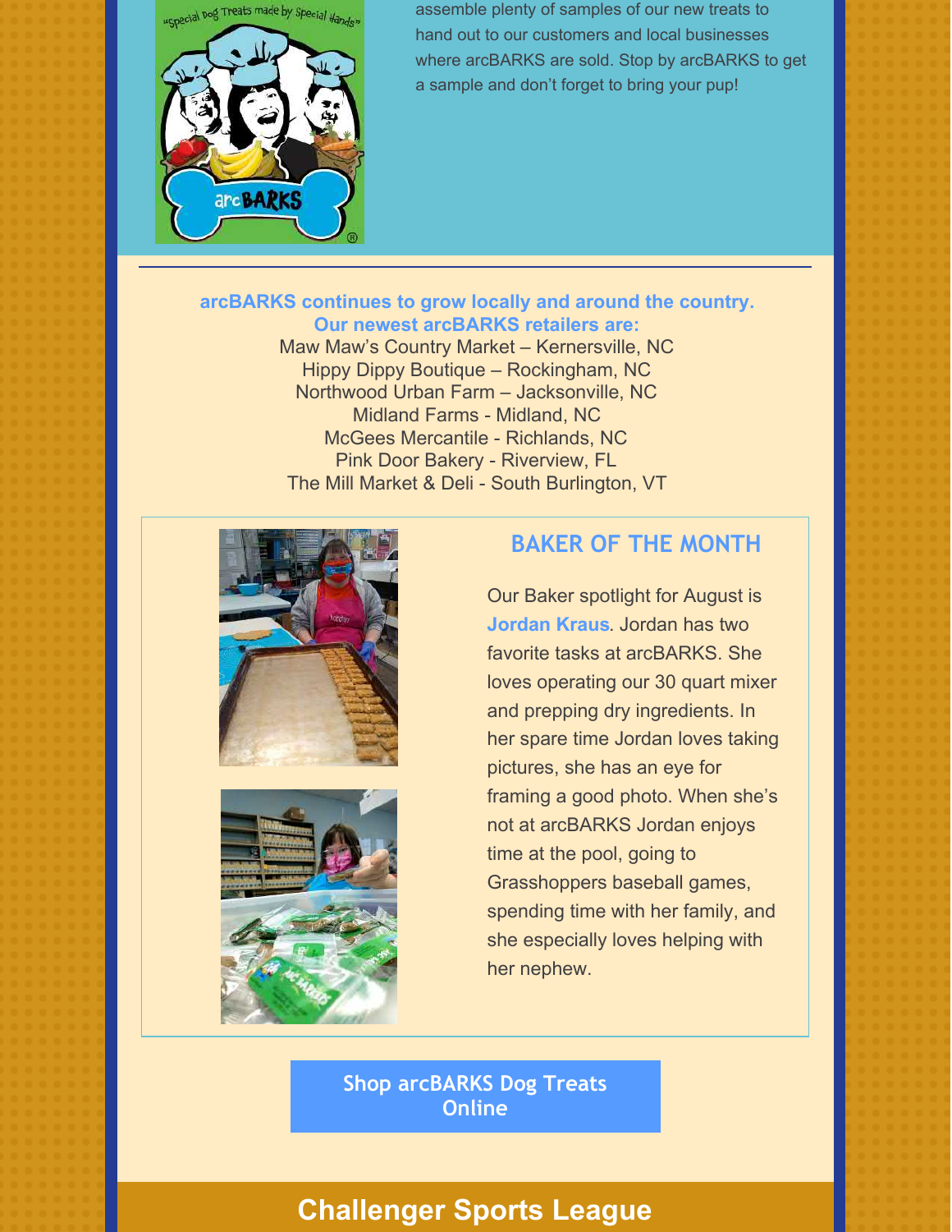assemble plenty of samples of our new treats to hand out to our customers and local businesses where arcBARKS are sold. Stop by arcBARKS to get a sample and don't forget to bring your pup!

**arcBARKS continues to grow locally and around the country. Our newest arcBARKS retailers are:**

Maw Maw's Country Market – Kernersville, NC
Hippy Dippy Boutique – Rockingham, NC
Northwood Urban Farm – Jacksonville, NC
Midland Farms - Midland, NC
McGees Mercantile - Richlands, NC
Pink Door Bakery - Riverview, FL
The Mill Market & Deli - South Burlington, VT

## BAKER OF THE MONTH

Our Baker spotlight for August is **Jordan Kraus**. Jordan has two favorite tasks at arcBARKS. She loves operating our 30 quart mixer and prepping dry ingredients. In her spare time Jordan loves taking pictures, she has an eye for framing a good photo. When she's not at arcBARKS Jordan enjoys time at the pool, going to Grasshoppers baseball games, spending time with her family, and she especially loves helping with her nephew.

**Shop arcBARKS Dog Treats Online**

## Challenger Sports League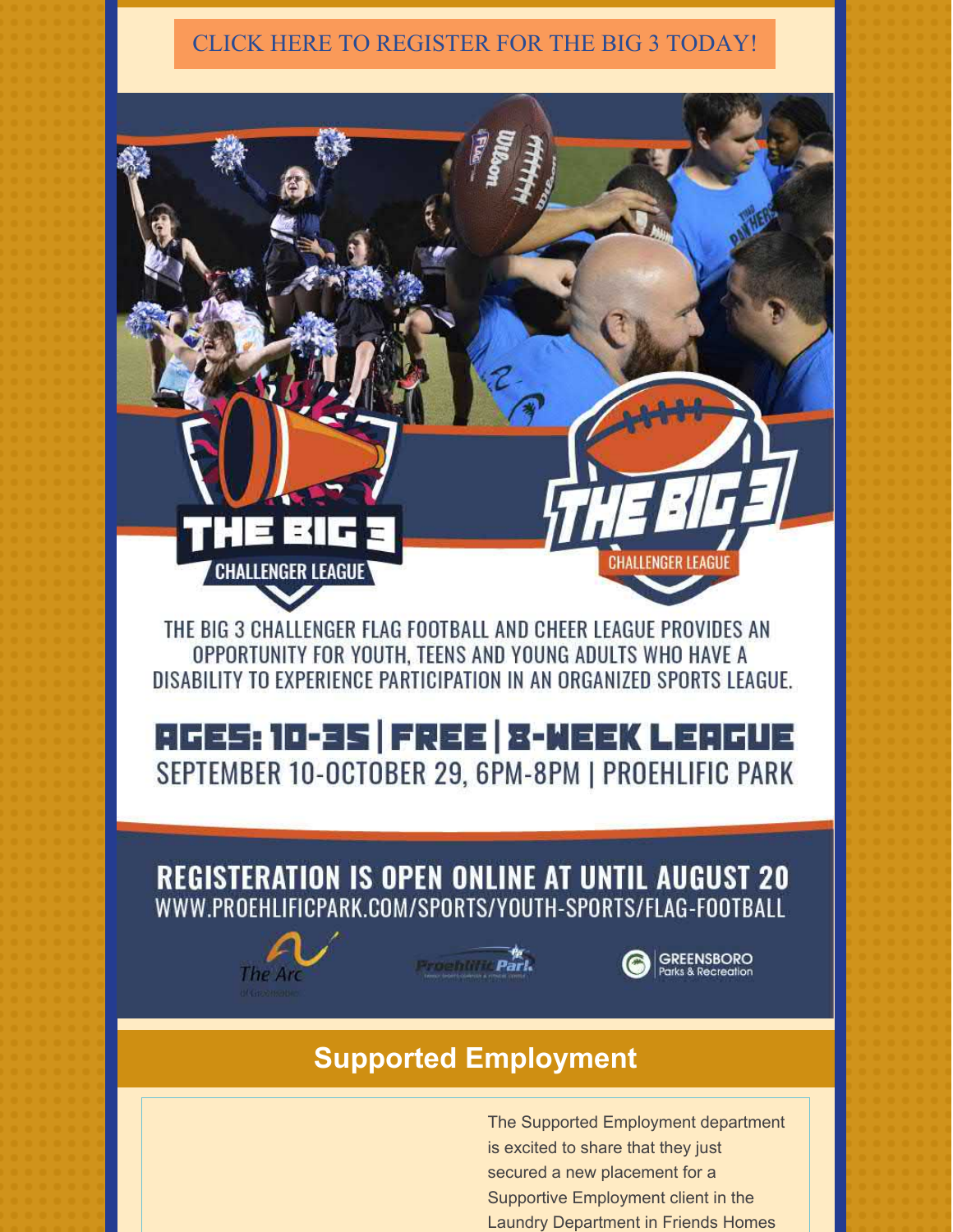CLICK HERE TO REGISTER FOR THE BIG 3 TODAY!

THE BIG 3 CHALLENGER LEAGUE

THE BIG 3 CHALLENGER LEAGUE

THE BIG 3 CHALLENGER FLAG FOOTBALL AND CHEER LEAGUE PROVIDES AN OPPORTUNITY FOR YOUTH, TEENS AND YOUNG ADULTS WHO HAVE A DISABILITY TO EXPERIENCE PARTICIPATION IN AN ORGANIZED SPORTS LEAGUE.

**AGES: 10-35 | FREE | 8-WEEK LEAGUE**

SEPTEMBER 10-OCTOBER 29, 6PM-8PM | PROEHLIFIC PARK

**REGISTERATION IS OPEN ONLINE AT UNTIL AUGUST 20**

WWW.PROEHLIFICPARK.COM/SPORTS/YOUTH-SPORTS/FLAG-FOOTBALL

The Arc | Proehlific Park | GREENSBORO Parks & Recreation

## Supported Employment

The Supported Employment department is excited to share that they just secured a new placement for a Supportive Employment client in the Laundry Department in Friends Homes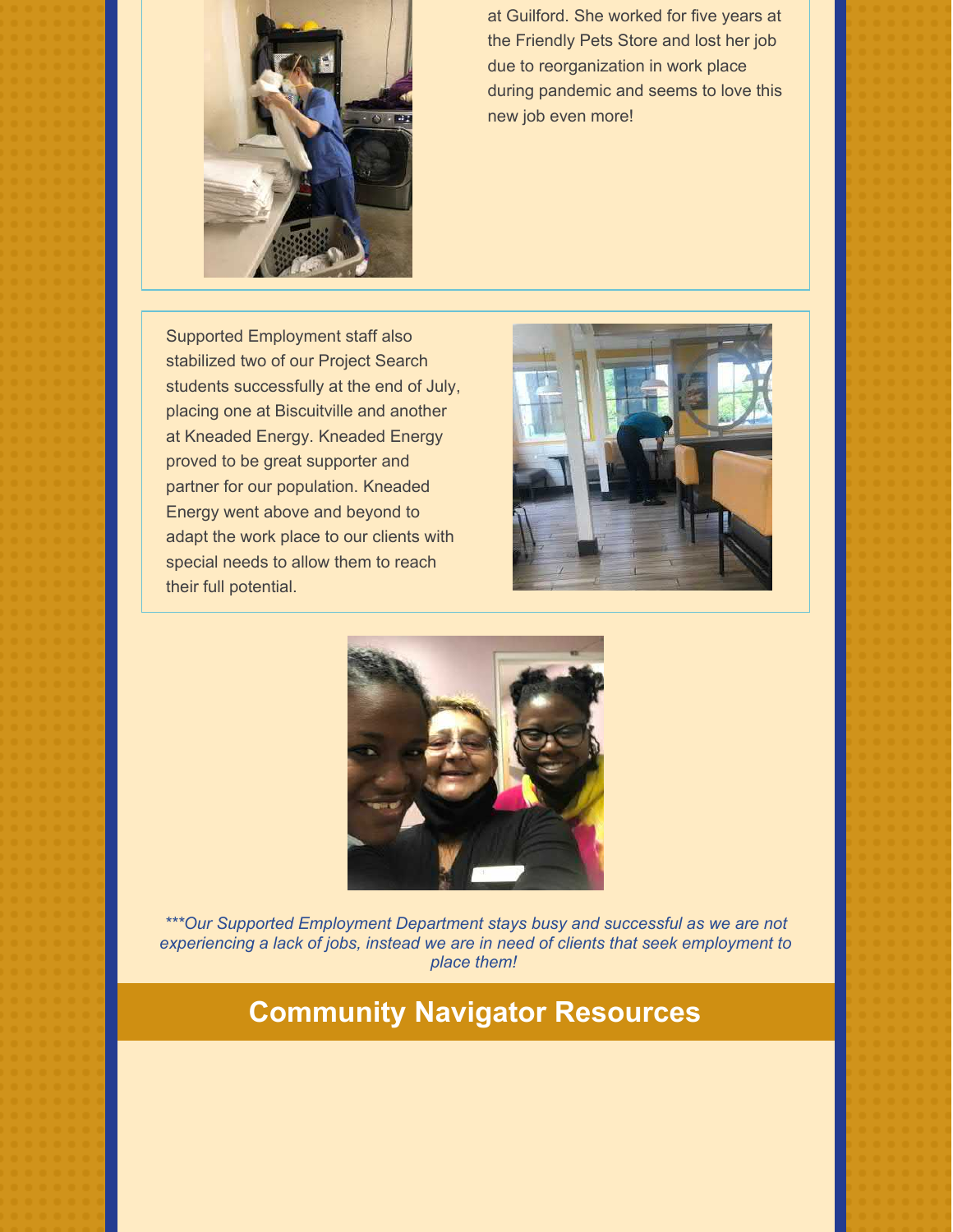at Guilford. She worked for five years at the Friendly Pets Store and lost her job due to reorganization in work place during pandemic and seems to love this new job even more!

Supported Employment staff also stabilized two of our Project Search students successfully at the end of July, placing one at Biscuitville and another at Kneaded Energy. Kneaded Energy proved to be great supporter and partner for our population. Kneaded Energy went above and beyond to adapt the work place to our clients with special needs to allow them to reach their full potential.

****Our Supported Employment Department stays busy and successful as we are not experiencing a lack of jobs, instead we are in need of clients that seek employment to place them!*

## Community Navigator Resources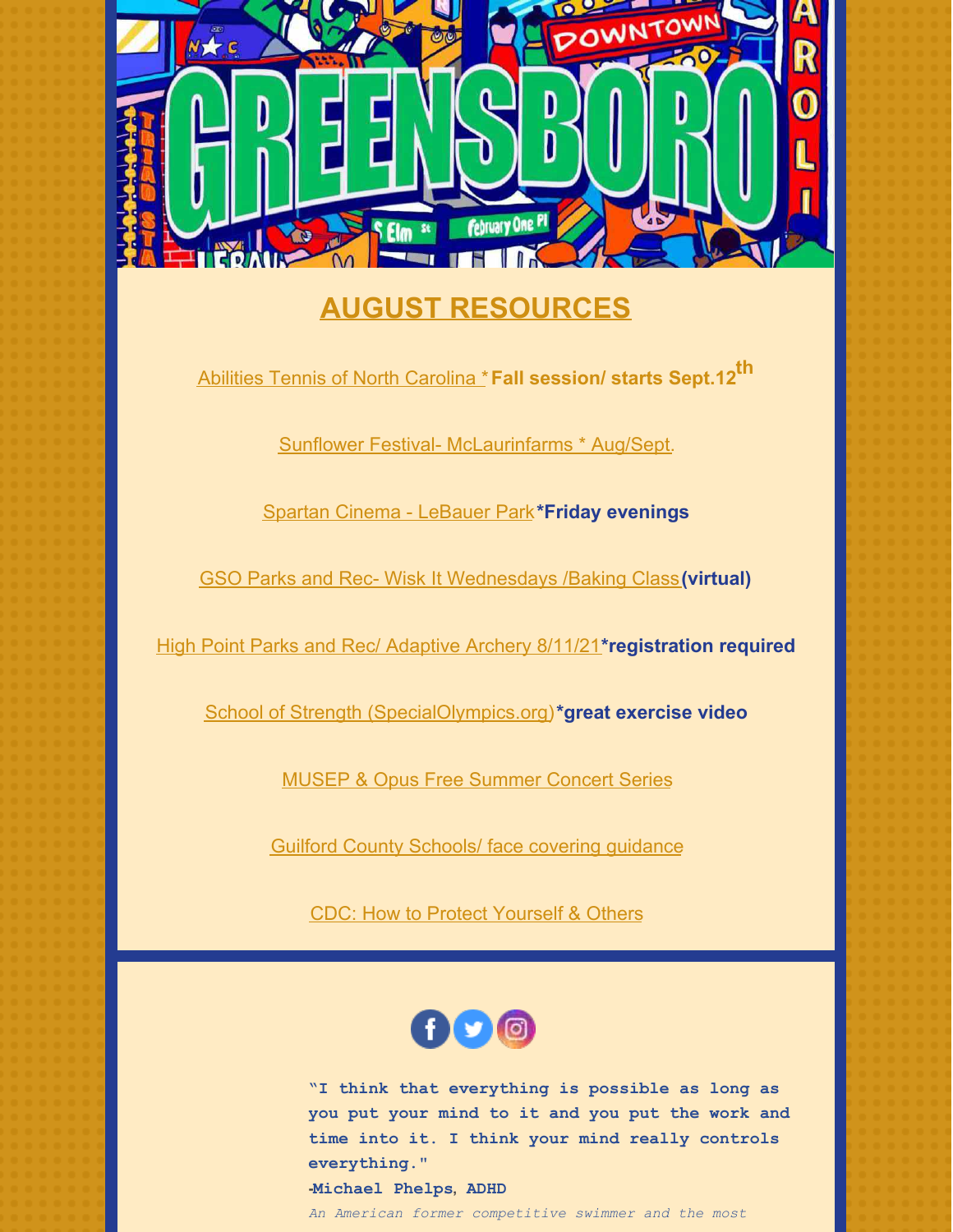## AUGUST RESOURCES

Abilities Tennis of North Carolina * **Fall session/ starts Sept.12th**

Sunflower Festival- McLaurinfarms * Aug/Sept.

Spartan Cinema - LeBauer Park **\*Friday evenings**

GSO Parks and Rec- Wisk It Wednesdays /Baking Class **(virtual)**

High Point Parks and Rec/ Adaptive Archery 8/11/21 **\*registration required**

School of Strength (SpecialOlympics.org) **\*great exercise video**

MUSEP & Opus Free Summer Concert Series

Guilford County Schools/ face covering guidance

CDC: How to Protect Yourself & Others

**"I think that everything is possible as long as you put your mind to it and you put the work and time into it. I think your mind really controls everything."**

**-Michael Phelps, ADHD**

*An American former competitive swimmer and the most*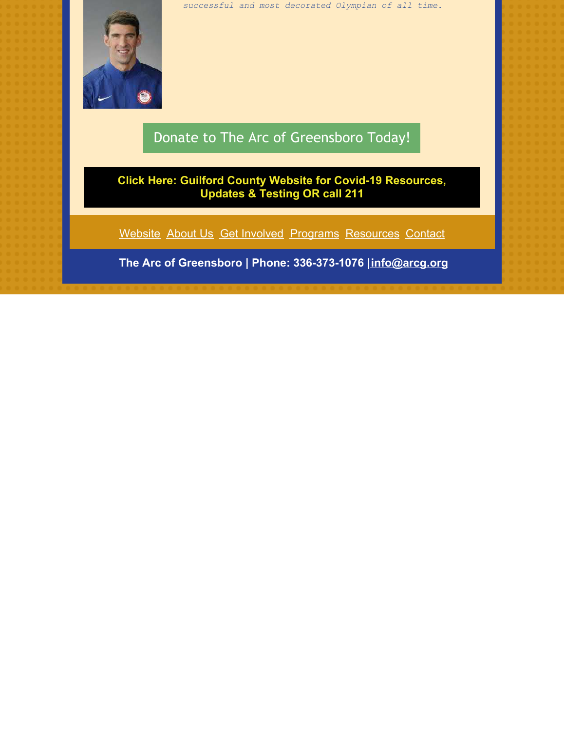*successful and most decorated Olympian of all time.*

Donate to The Arc of Greensboro Today!

**Click Here: Guilford County Website for Covid-19 Resources, Updates & Testing OR call 211**

Website About Us Get Involved Programs Resources Contact

**The Arc of Greensboro | Phone: 336-373-1076 |info@arcg.org**